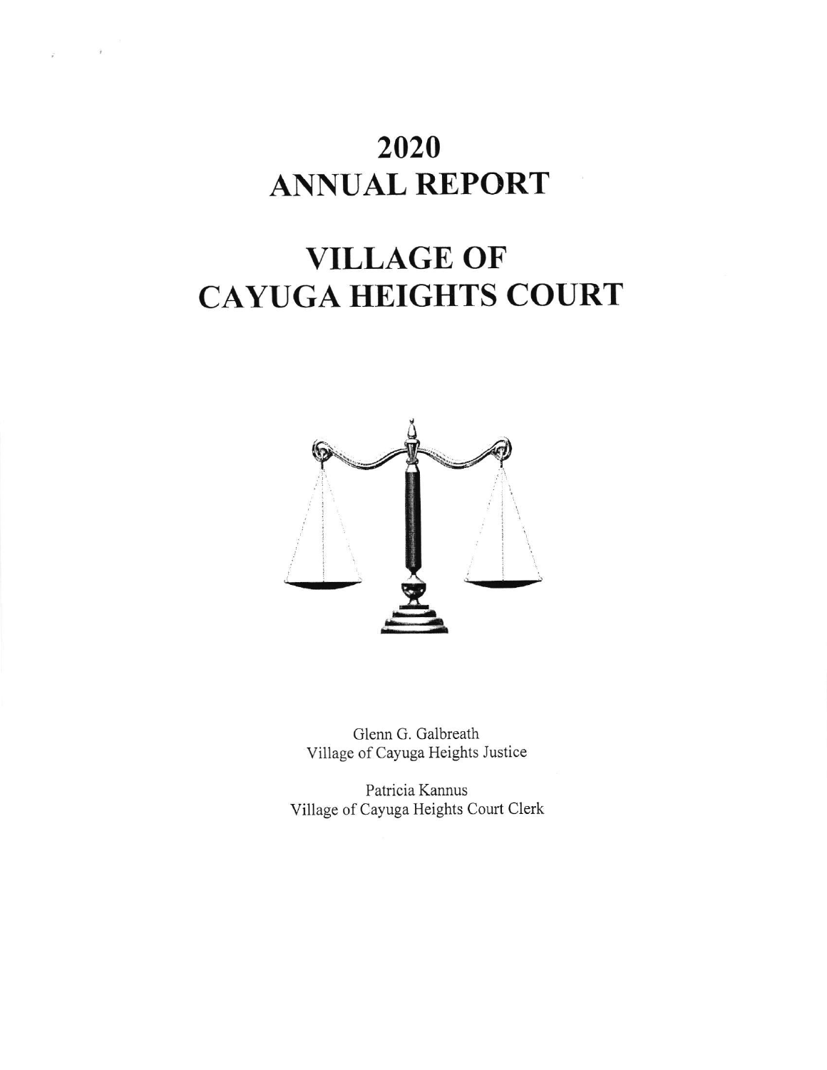# 2020
# ANNUAL REPORT

# VILLAGE OF
# CAYUGA HEIGHTS COURT

Glenn G. Galbreath
Village of Cayuga Heights Justice

Patricia Kannus
Village of Cayuga Heights Court Clerk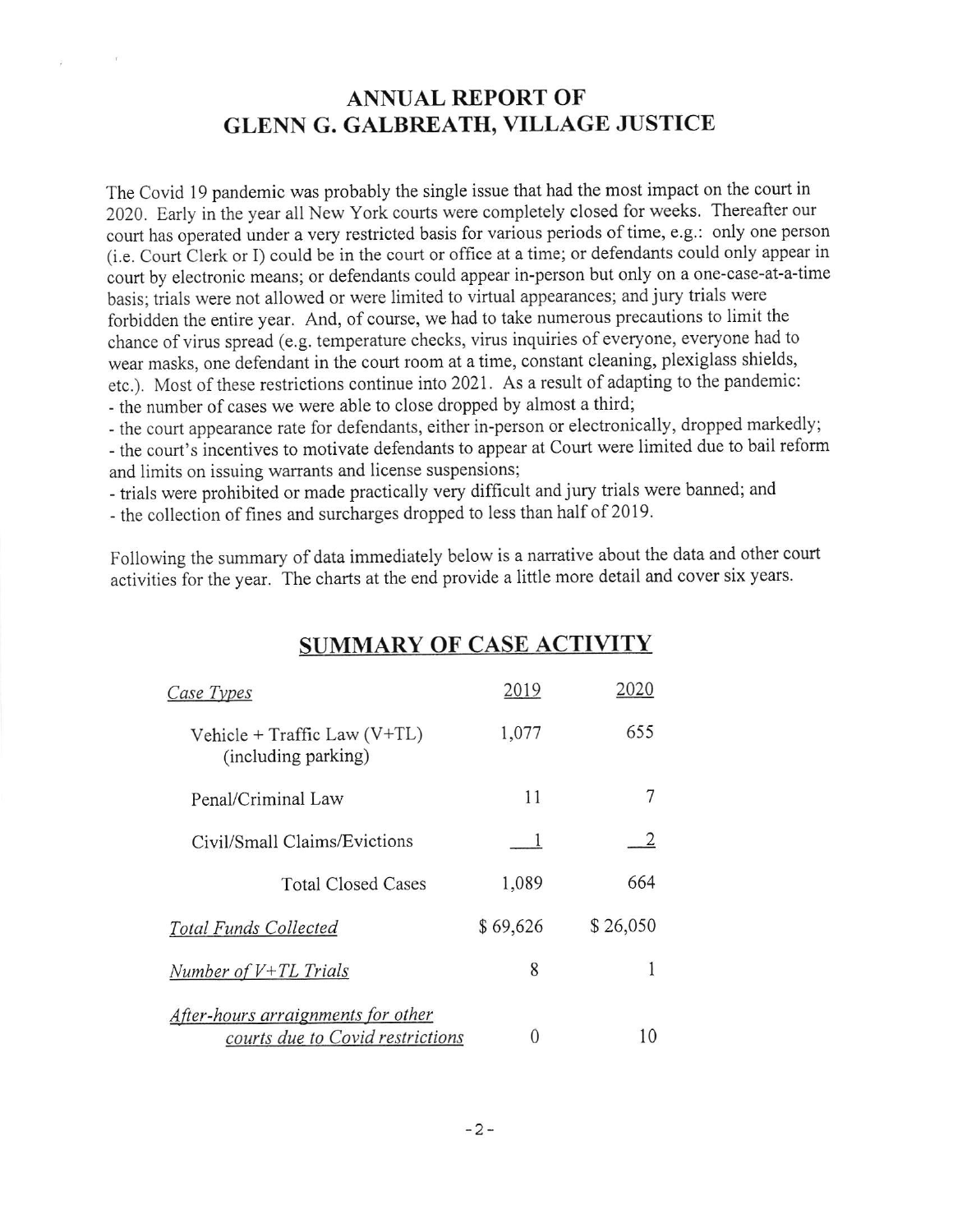# ANNUAL REPORT OF GLENN G. GALBREATH, VILLAGE JUSTICE

The Covid 19 pandemic was probably the single issue that had the most impact on the court in 2020. Early in the year all New York courts were completely closed for weeks. Thereafter our court has operated under a very restricted basis for various periods of time, e.g.: only one person (i.e. Court Clerk or I) could be in the court or office at a time; or defendants could only appear in court by electronic means; or defendants could appear in-person but only on a one-case-at-a-time basis; trials were not allowed or were limited to virtual appearances; and jury trials were forbidden the entire year. And, of course, we had to take numerous precautions to limit the chance of virus spread (e.g. temperature checks, virus inquiries of everyone, everyone had to wear masks, one defendant in the court room at a time, constant cleaning, plexiglass shields, etc.). Most of these restrictions continue into 2021. As a result of adapting to the pandemic:

- the number of cases we were able to close dropped by almost a third;
- the court appearance rate for defendants, either in-person or electronically, dropped markedly;
- the court's incentives to motivate defendants to appear at Court were limited due to bail reform and limits on issuing warrants and license suspensions;
- trials were prohibited or made practically very difficult and jury trials were banned; and
- the collection of fines and surcharges dropped to less than half of 2019.

Following the summary of data immediately below is a narrative about the data and other court activities for the year. The charts at the end provide a little more detail and cover six years.

## SUMMARY OF CASE ACTIVITY

| *Case Types* | 2019 | 2020 |
|---|---|---|
| Vehicle + Traffic Law (V+TL) (including parking) | 1,077 | 655 |
| Penal/Criminal Law | 11 | 7 |
| Civil/Small Claims/Evictions | 1 | 2 |
| Total Closed Cases | 1,089 | 664 |
| *Total Funds Collected* | $ 69,626 | $ 26,050 |
| *Number of V+TL Trials* | 8 | 1 |
| *After-hours arraignments for other courts due to Covid restrictions* | 0 | 10 |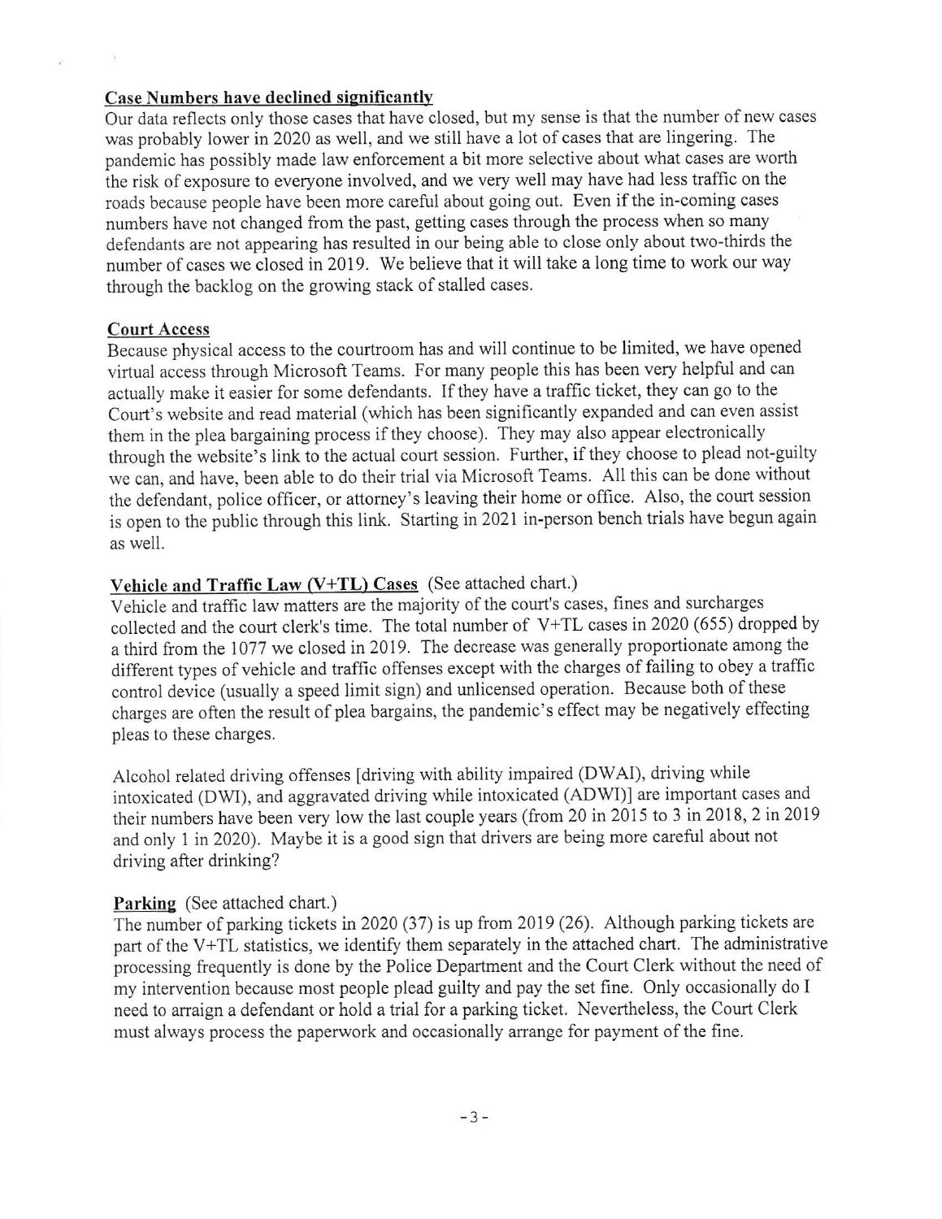## Case Numbers have declined significantly

Our data reflects only those cases that have closed, but my sense is that the number of new cases was probably lower in 2020 as well, and we still have a lot of cases that are lingering. The pandemic has possibly made law enforcement a bit more selective about what cases are worth the risk of exposure to everyone involved, and we very well may have had less traffic on the roads because people have been more careful about going out. Even if the in-coming cases numbers have not changed from the past, getting cases through the process when so many defendants are not appearing has resulted in our being able to close only about two-thirds the number of cases we closed in 2019. We believe that it will take a long time to work our way through the backlog on the growing stack of stalled cases.

## Court Access

Because physical access to the courtroom has and will continue to be limited, we have opened virtual access through Microsoft Teams. For many people this has been very helpful and can actually make it easier for some defendants. If they have a traffic ticket, they can go to the Court's website and read material (which has been significantly expanded and can even assist them in the plea bargaining process if they choose). They may also appear electronically through the website's link to the actual court session. Further, if they choose to plead not-guilty we can, and have, been able to do their trial via Microsoft Teams. All this can be done without the defendant, police officer, or attorney's leaving their home or office. Also, the court session is open to the public through this link. Starting in 2021 in-person bench trials have begun again as well.

## Vehicle and Traffic Law (V+TL) Cases (See attached chart.)

Vehicle and traffic law matters are the majority of the court's cases, fines and surcharges collected and the court clerk's time. The total number of V+TL cases in 2020 (655) dropped by a third from the 1077 we closed in 2019. The decrease was generally proportionate among the different types of vehicle and traffic offenses except with the charges of failing to obey a traffic control device (usually a speed limit sign) and unlicensed operation. Because both of these charges are often the result of plea bargains, the pandemic's effect may be negatively effecting pleas to these charges.

Alcohol related driving offenses [driving with ability impaired (DWAI), driving while intoxicated (DWI), and aggravated driving while intoxicated (ADWI)] are important cases and their numbers have been very low the last couple years (from 20 in 2015 to 3 in 2018, 2 in 2019 and only 1 in 2020). Maybe it is a good sign that drivers are being more careful about not driving after drinking?

## Parking (See attached chart.)

The number of parking tickets in 2020 (37) is up from 2019 (26). Although parking tickets are part of the V+TL statistics, we identify them separately in the attached chart. The administrative processing frequently is done by the Police Department and the Court Clerk without the need of my intervention because most people plead guilty and pay the set fine. Only occasionally do I need to arraign a defendant or hold a trial for a parking ticket. Nevertheless, the Court Clerk must always process the paperwork and occasionally arrange for payment of the fine.